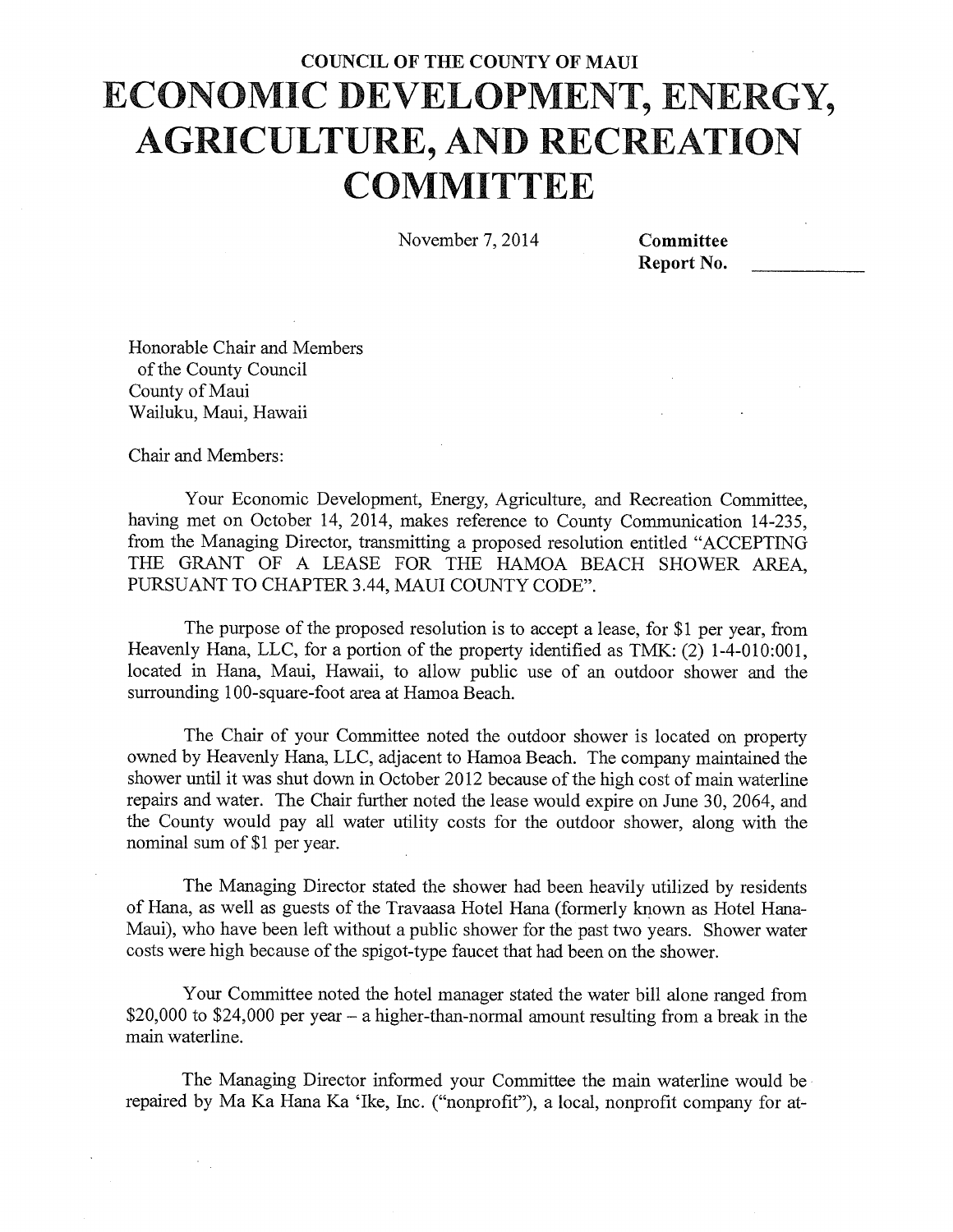# COUNCIL OF THE COUNTY OF MAUI

# ECONOMIC DEVELOPMENT, ENERGY, AGRICULTURE, AND RECREATION COMMITTEE

November 7, 2014 **Committee Report No.** ____________

Honorable Chair and Members
of the County Council
County of Maui
Wailuku, Maui, Hawaii

Chair and Members:

Your Economic Development, Energy, Agriculture, and Recreation Committee, having met on October 14, 2014, makes reference to County Communication 14-235, from the Managing Director, transmitting a proposed resolution entitled "ACCEPTING THE GRANT OF A LEASE FOR THE HAMOA BEACH SHOWER AREA, PURSUANT TO CHAPTER 3.44, MAUI COUNTY CODE".

The purpose of the proposed resolution is to accept a lease, for $1 per year, from Heavenly Hana, LLC, for a portion of the property identified as TMK: (2) 1-4-010:001, located in Hana, Maui, Hawaii, to allow public use of an outdoor shower and the surrounding 100-square-foot area at Hamoa Beach.

The Chair of your Committee noted the outdoor shower is located on property owned by Heavenly Hana, LLC, adjacent to Hamoa Beach. The company maintained the shower until it was shut down in October 2012 because of the high cost of main waterline repairs and water. The Chair further noted the lease would expire on June 30, 2064, and the County would pay all water utility costs for the outdoor shower, along with the nominal sum of $1 per year.

The Managing Director stated the shower had been heavily utilized by residents of Hana, as well as guests of the Travaasa Hotel Hana (formerly known as Hotel Hana-Maui), who have been left without a public shower for the past two years. Shower water costs were high because of the spigot-type faucet that had been on the shower.

Your Committee noted the hotel manager stated the water bill alone ranged from $20,000 to $24,000 per year – a higher-than-normal amount resulting from a break in the main waterline.

The Managing Director informed your Committee the main waterline would be repaired by Ma Ka Hana Ka 'Ike, Inc. ("nonprofit"), a local, nonprofit company for at-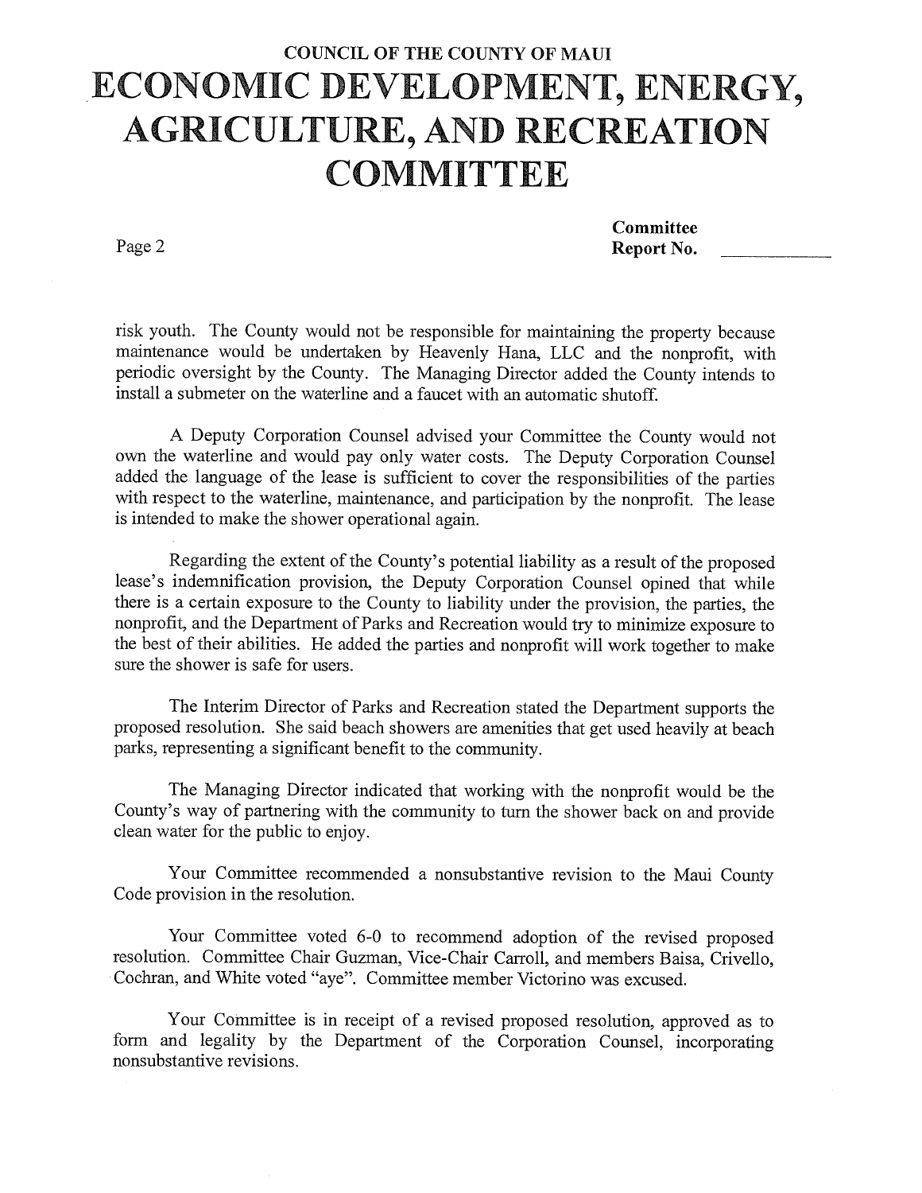risk youth. The County would not be responsible for maintaining the property because maintenance would be undertaken by Heavenly Hana, LLC and the nonprofit, with periodic oversight by the County. The Managing Director added the County intends to install a submeter on the waterline and a faucet with an automatic shutoff.

A Deputy Corporation Counsel advised your Committee the County would not own the waterline and would pay only water costs. The Deputy Corporation Counsel added the language of the lease is sufficient to cover the responsibilities of the parties with respect to the waterline, maintenance, and participation by the nonprofit. The lease is intended to make the shower operational again.

Regarding the extent of the County's potential liability as a result of the proposed lease's indemnification provision, the Deputy Corporation Counsel opined that while there is a certain exposure to the County to liability under the provision, the parties, the nonprofit, and the Department of Parks and Recreation would try to minimize exposure to the best of their abilities. He added the parties and nonprofit will work together to make sure the shower is safe for users.

The Interim Director of Parks and Recreation stated the Department supports the proposed resolution. She said beach showers are amenities that get used heavily at beach parks, representing a significant benefit to the community.

The Managing Director indicated that working with the nonprofit would be the County's way of partnering with the community to turn the shower back on and provide clean water for the public to enjoy.

Your Committee recommended a nonsubstantive revision to the Maui County Code provision in the resolution.

Your Committee voted 6-0 to recommend adoption of the revised proposed resolution. Committee Chair Guzman, Vice-Chair Carroll, and members Baisa, Crivello, Cochran, and White voted "aye". Committee member Victorino was excused.

Your Committee is in receipt of a revised proposed resolution, approved as to form and legality by the Department of the Corporation Counsel, incorporating nonsubstantive revisions.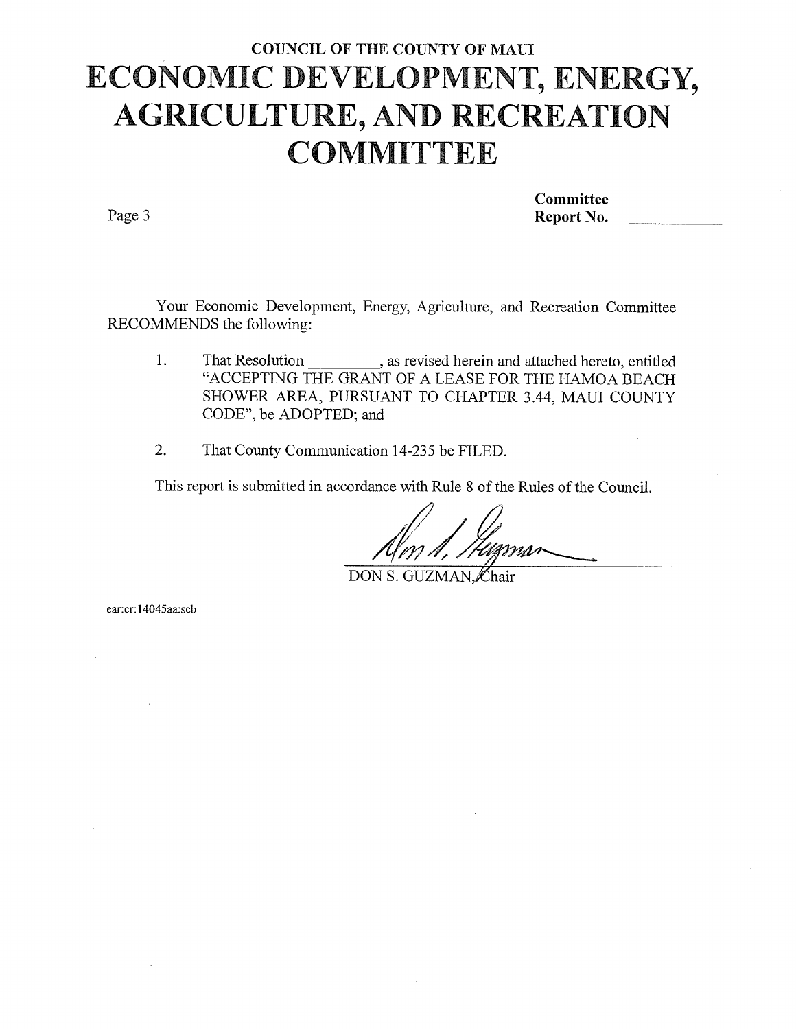COUNCIL OF THE COUNTY OF MAUI

# ECONOMIC DEVELOPMENT, ENERGY, AGRICULTURE, AND RECREATION COMMITTEE

**Committee Report No.** ____________

Your Economic Development, Energy, Agriculture, and Recreation Committee RECOMMENDS the following:

1. That Resolution _________, as revised herein and attached hereto, entitled "ACCEPTING THE GRANT OF A LEASE FOR THE HAMOA BEACH SHOWER AREA, PURSUANT TO CHAPTER 3.44, MAUI COUNTY CODE", be ADOPTED; and

2. That County Communication 14-235 be FILED.

This report is submitted in accordance with Rule 8 of the Rules of the Council.

DON S. GUZMAN, Chair

ear:cr:14045aa:scb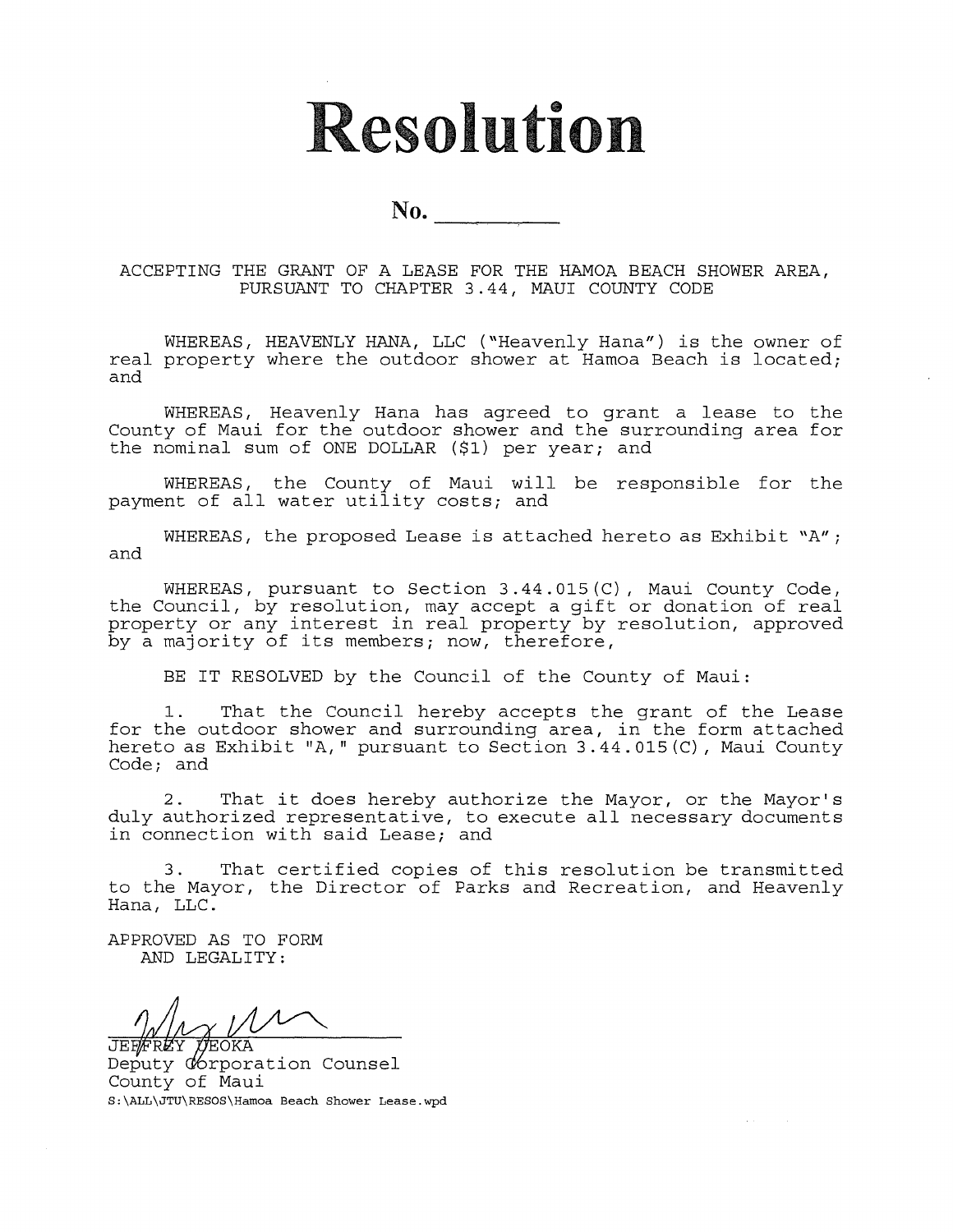# Resolution

No. __________

ACCEPTING THE GRANT OF A LEASE FOR THE HAMOA BEACH SHOWER AREA, PURSUANT TO CHAPTER 3.44, MAUI COUNTY CODE

WHEREAS, HEAVENLY HANA, LLC ("Heavenly Hana") is the owner of real property where the outdoor shower at Hamoa Beach is located; and

WHEREAS, Heavenly Hana has agreed to grant a lease to the County of Maui for the outdoor shower and the surrounding area for the nominal sum of ONE DOLLAR ($1) per year; and

WHEREAS, the County of Maui will be responsible for the payment of all water utility costs; and

WHEREAS, the proposed Lease is attached hereto as Exhibit "A"; and

WHEREAS, pursuant to Section 3.44.015(C), Maui County Code, the Council, by resolution, may accept a gift or donation of real property or any interest in real property by resolution, approved by a majority of its members; now, therefore,

BE IT RESOLVED by the Council of the County of Maui:

1. That the Council hereby accepts the grant of the Lease for the outdoor shower and surrounding area, in the form attached hereto as Exhibit "A," pursuant to Section 3.44.015(C), Maui County Code; and

2. That it does hereby authorize the Mayor, or the Mayor's duly authorized representative, to execute all necessary documents in connection with said Lease; and

3. That certified copies of this resolution be transmitted to the Mayor, the Director of Parks and Recreation, and Heavenly Hana, LLC.

APPROVED AS TO FORM
AND LEGALITY:

JEFFREY UEOKA
Deputy Corporation Counsel
County of Maui
S:\ALL\JTU\RESOS\Hamoa Beach Shower Lease.wpd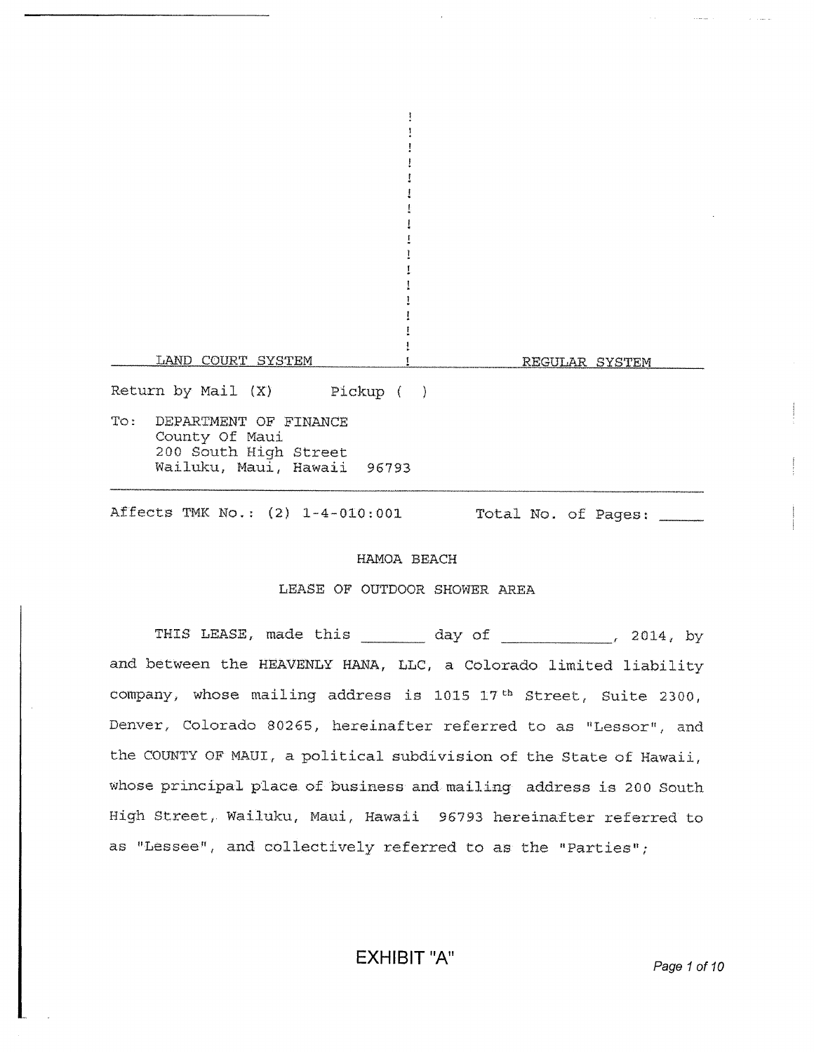LAND COURT SYSTEM | REGULAR SYSTEM

Return by Mail (X)    Pickup ( )

To: DEPARTMENT OF FINANCE
County Of Maui
200 South High Street
Wailuku, Maui, Hawaii 96793

---

Affects TMK No.: (2) 1-4-010:001    Total No. of Pages: _____

HAMOA BEACH

LEASE OF OUTDOOR SHOWER AREA

THIS LEASE, made this _______ day of ____________, 2014, by and between the HEAVENLY HANA, LLC, a Colorado limited liability company, whose mailing address is 1015 17th Street, Suite 2300, Denver, Colorado 80265, hereinafter referred to as "Lessor", and the COUNTY OF MAUI, a political subdivision of the State of Hawaii, whose principal place of business and mailing address is 200 South High Street, Wailuku, Maui, Hawaii 96793 hereinafter referred to as "Lessee", and collectively referred to as the "Parties";

EXHIBIT "A"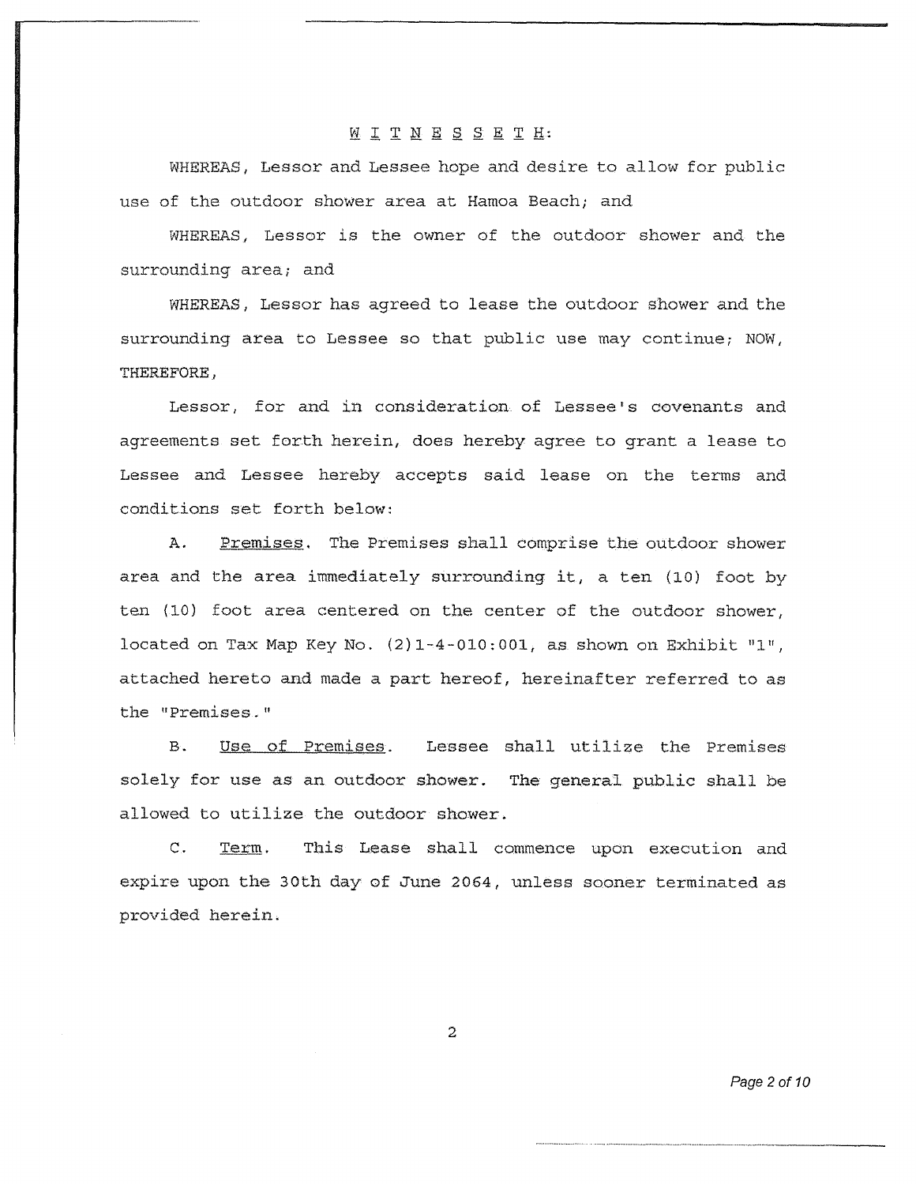W I T N E S S E T H:

WHEREAS, Lessor and Lessee hope and desire to allow for public use of the outdoor shower area at Hamoa Beach; and

WHEREAS, Lessor is the owner of the outdoor shower and the surrounding area; and

WHEREAS, Lessor has agreed to lease the outdoor shower and the surrounding area to Lessee so that public use may continue; NOW, THEREFORE,

Lessor, for and in consideration of Lessee's covenants and agreements set forth herein, does hereby agree to grant a lease to Lessee and Lessee hereby accepts said lease on the terms and conditions set forth below:

A. Premises. The Premises shall comprise the outdoor shower area and the area immediately surrounding it, a ten (10) foot by ten (10) foot area centered on the center of the outdoor shower, located on Tax Map Key No. (2)1-4-010:001, as shown on Exhibit "1", attached hereto and made a part hereof, hereinafter referred to as the "Premises."

B. Use of Premises. Lessee shall utilize the Premises solely for use as an outdoor shower. The general public shall be allowed to utilize the outdoor shower.

C. Term. This Lease shall commence upon execution and expire upon the 30th day of June 2064, unless sooner terminated as provided herein.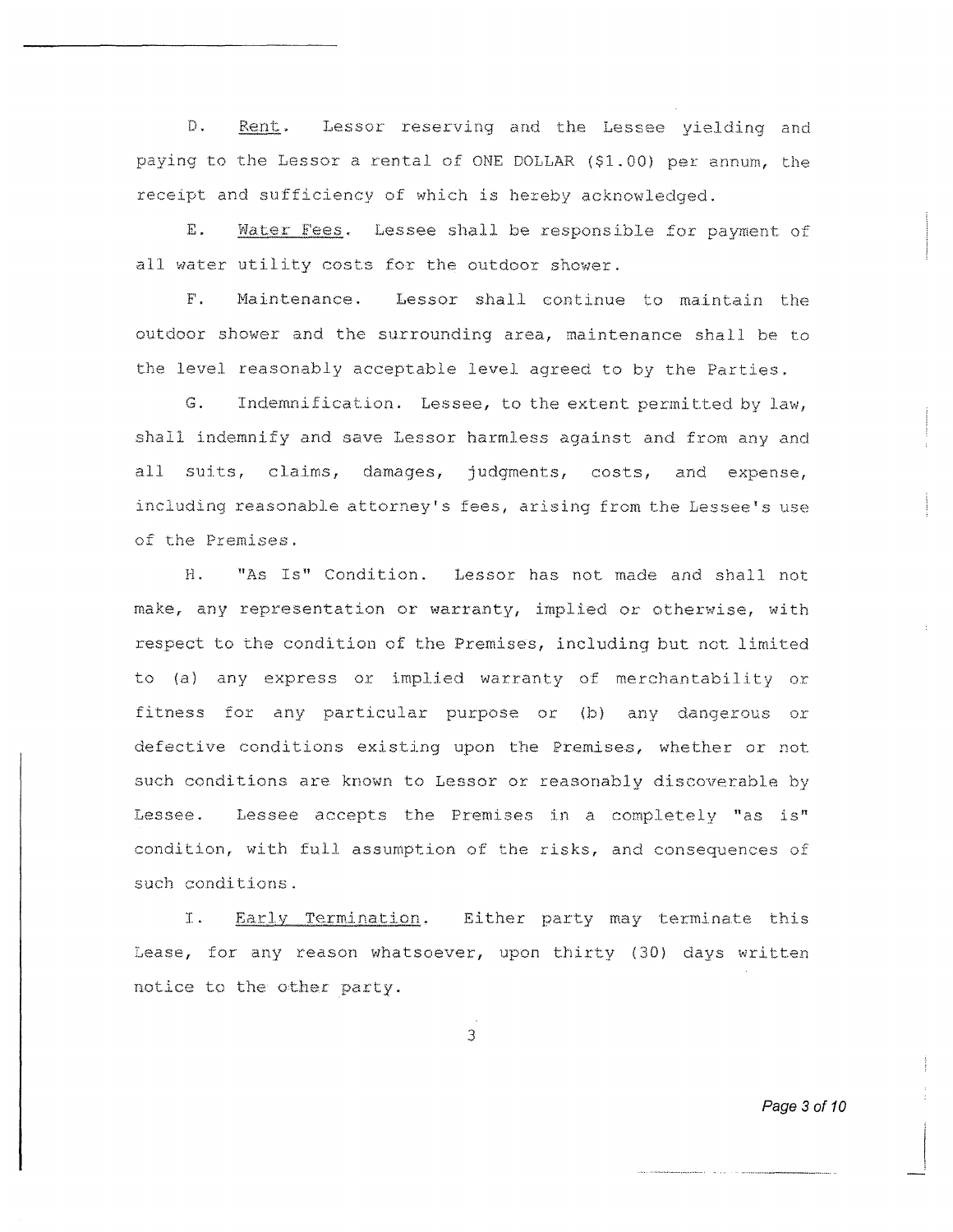D. Rent. Lessor reserving and the Lessee yielding and paying to the Lessor a rental of ONE DOLLAR ($1.00) per annum, the receipt and sufficiency of which is hereby acknowledged.

E. Water Fees. Lessee shall be responsible for payment of all water utility costs for the outdoor shower.

F. Maintenance. Lessor shall continue to maintain the outdoor shower and the surrounding area, maintenance shall be to the level reasonably acceptable level agreed to by the Parties.

G. Indemnification. Lessee, to the extent permitted by law, shall indemnify and save Lessor harmless against and from any and all suits, claims, damages, judgments, costs, and expense, including reasonable attorney's fees, arising from the Lessee's use of the Premises.

H. "As Is" Condition. Lessor has not made and shall not make, any representation or warranty, implied or otherwise, with respect to the condition of the Premises, including but not limited to (a) any express or implied warranty of merchantability or fitness for any particular purpose or (b) any dangerous or defective conditions existing upon the Premises, whether or not such conditions are known to Lessor or reasonably discoverable by Lessee. Lessee accepts the Premises in a completely "as is" condition, with full assumption of the risks, and consequences of such conditions.

I. Early Termination. Either party may terminate this Lease, for any reason whatsoever, upon thirty (30) days written notice to the other party.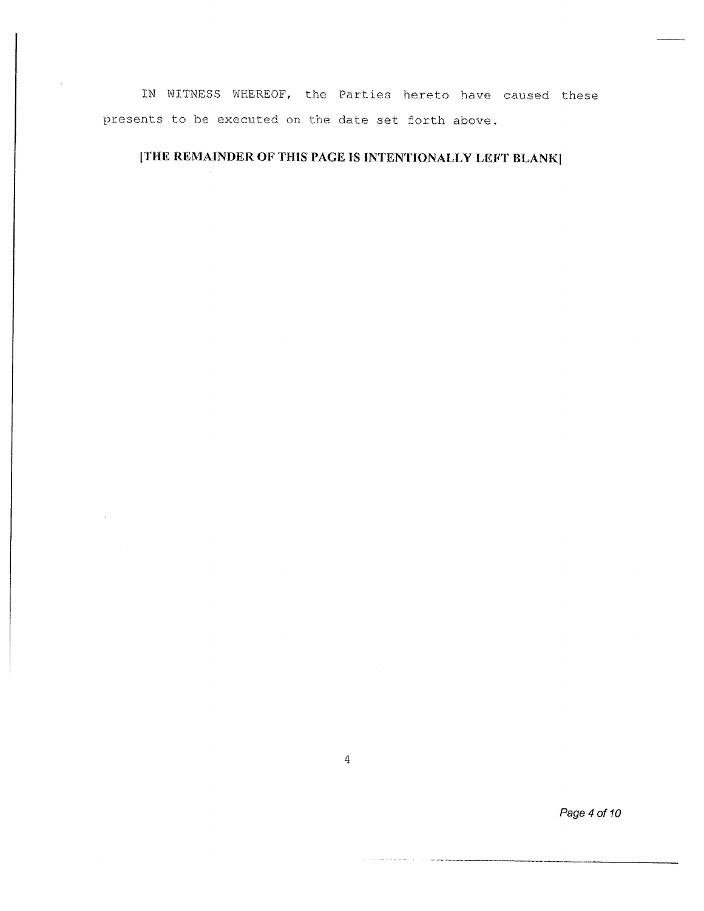IN WITNESS WHEREOF, the Parties hereto have caused these presents to be executed on the date set forth above.

**[THE REMAINDER OF THIS PAGE IS INTENTIONALLY LEFT BLANK]**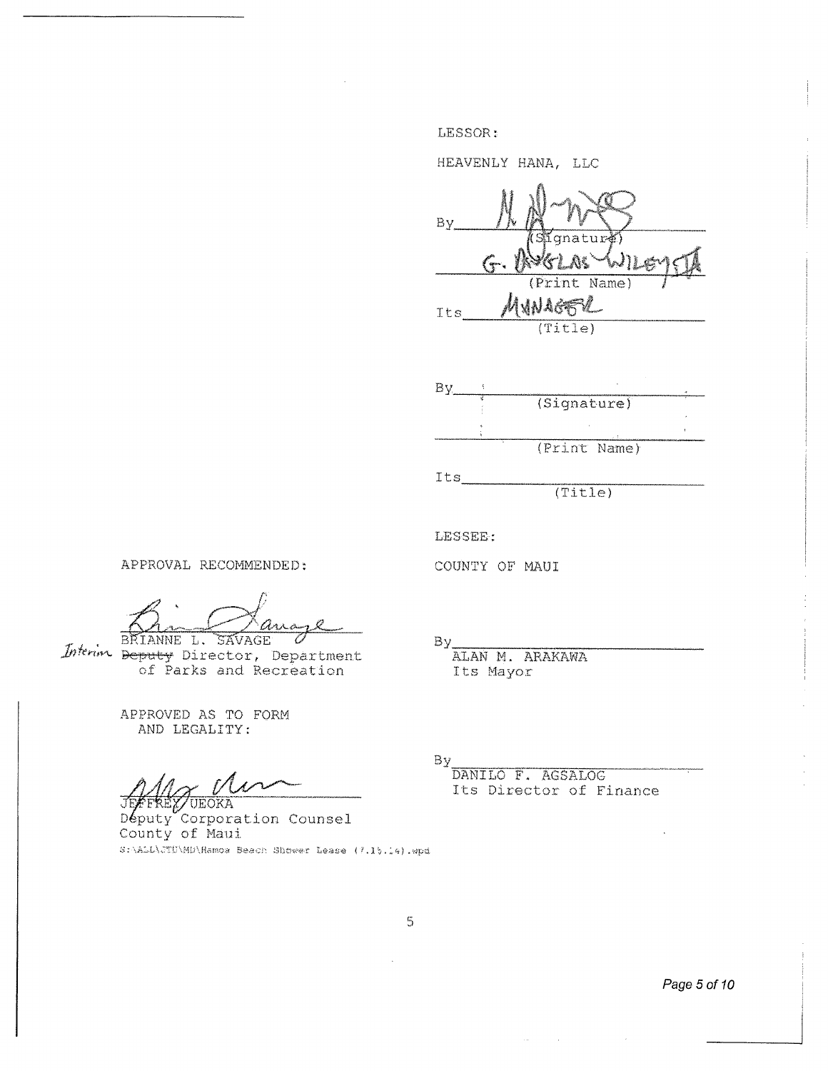LESSOR:

HEAVENLY HANA, LLC

By _______________________
(Signature)

G. DOUGLAS WILEY, JR
(Print Name)

Its MANAGER
(Title)

By _______________________
(Signature)

_______________________
(Print Name)

Its _______________________
(Title)

APPROVAL RECOMMENDED:

_______________________
BRIANNE L. SAVAGE
Interim ~~Deputy~~ Director, Department of Parks and Recreation

LESSEE:

COUNTY OF MAUI

By _______________________
ALAN M. ARAKAWA
Its Mayor

APPROVED AS TO FORM AND LEGALITY:

_______________________
JEFFREY UEOKA
Deputy Corporation Counsel
County of Maui

By _______________________
DANILO F. AGSALOG
Its Director of Finance

S:\ALL\JTU\MD\Hamoa Beach Shower Lease (7.15.14).wpd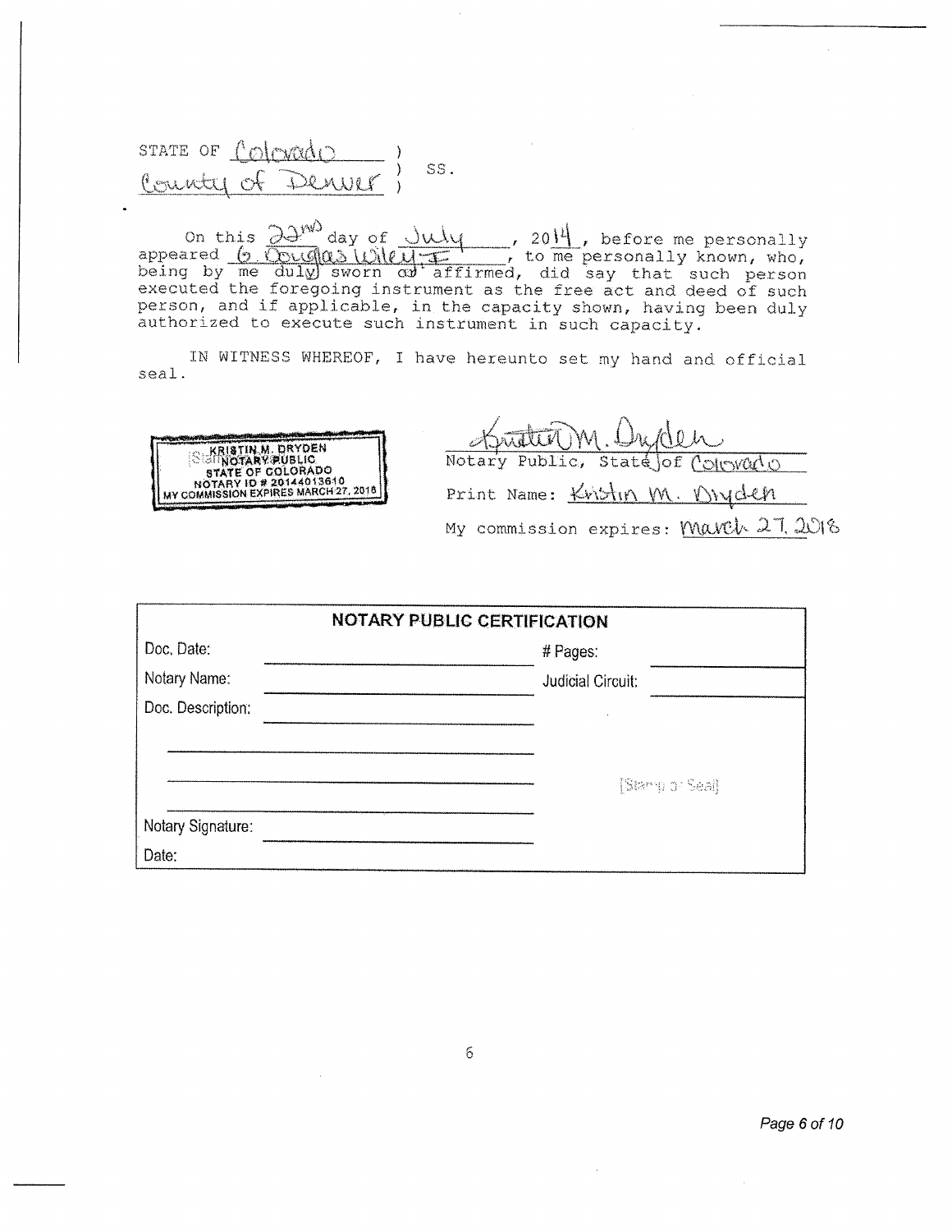STATE OF Colorado )
County of Denver ) SS.

On this 22nd day of July, 2014, before me personally appeared G. Douglas Wiley, II, to me personally known, who, being by me duly sworn or affirmed, did say that such person executed the foregoing instrument as the free act and deed of such person, and if applicable, in the capacity shown, having been duly authorized to execute such instrument in such capacity.

IN WITNESS WHEREOF, I have hereunto set my hand and official seal.

KRISTIN M. DRYDEN
NOTARY PUBLIC
STATE OF COLORADO
NOTARY ID # 20144013610
MY COMMISSION EXPIRES MARCH 27, 2018

Kristin M. Dryden
Notary Public, State of Colorado

Print Name: Kristin M. Dryden

My commission expires: March 27, 2018

**NOTARY PUBLIC CERTIFICATION**

| | | | |
|---|---|---|---|
| Doc. Date: | | # Pages: | |
| Notary Name: | | Judicial Circuit: | |
| Doc. Description: | | | |
| | | | |
| | | [Stamp or Seal] | |
| Notary Signature: | | | |
| Date: | | | |

6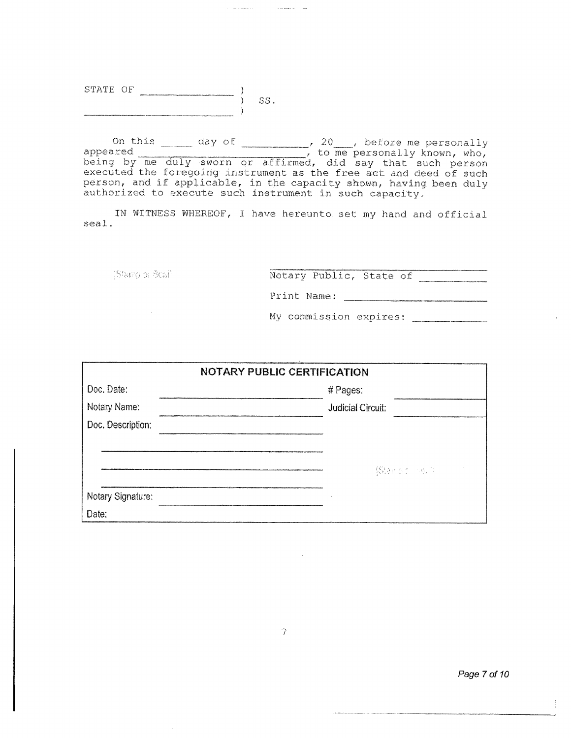STATE OF \_\_\_\_\_\_\_\_\_\_\_\_\_\_\_\_ )
 ) SS.
\_\_\_\_\_\_\_\_\_\_\_\_\_\_\_\_\_\_\_\_\_\_\_\_ )

On this \_\_\_\_\_ day of \_\_\_\_\_\_\_\_\_\_, 20\_\_\_, before me personally appeared \_\_\_\_\_\_\_\_\_\_\_\_\_\_\_\_\_\_\_\_\_\_\_\_, to me personally known, who, being by me duly sworn or affirmed, did say that such person executed the foregoing instrument as the free act and deed of such person, and if applicable, in the capacity shown, having been duly authorized to execute such instrument in such capacity.

IN WITNESS WHEREOF, I have hereunto set my hand and official seal.

(Stamp or Seal)

\_\_\_\_\_\_\_\_\_\_\_\_\_\_\_\_\_\_\_\_\_\_\_\_\_\_\_\_\_\_\_\_\_\_
Notary Public, State of \_\_\_\_\_\_\_\_\_\_

Print Name: \_\_\_\_\_\_\_\_\_\_\_\_\_\_\_\_\_\_\_\_\_\_

My commission expires: \_\_\_\_\_\_\_\_\_\_\_\_

| NOTARY PUBLIC CERTIFICATION | | | |
|---|---|---|---|
| Doc. Date: | | # Pages: | |
| Notary Name: | | Judicial Circuit: | |
| Doc. Description: | | | |
| | | | |
| | | (Stamp or Seal) | |
| | | | |
| Notary Signature: | | | |
| Date: | | | |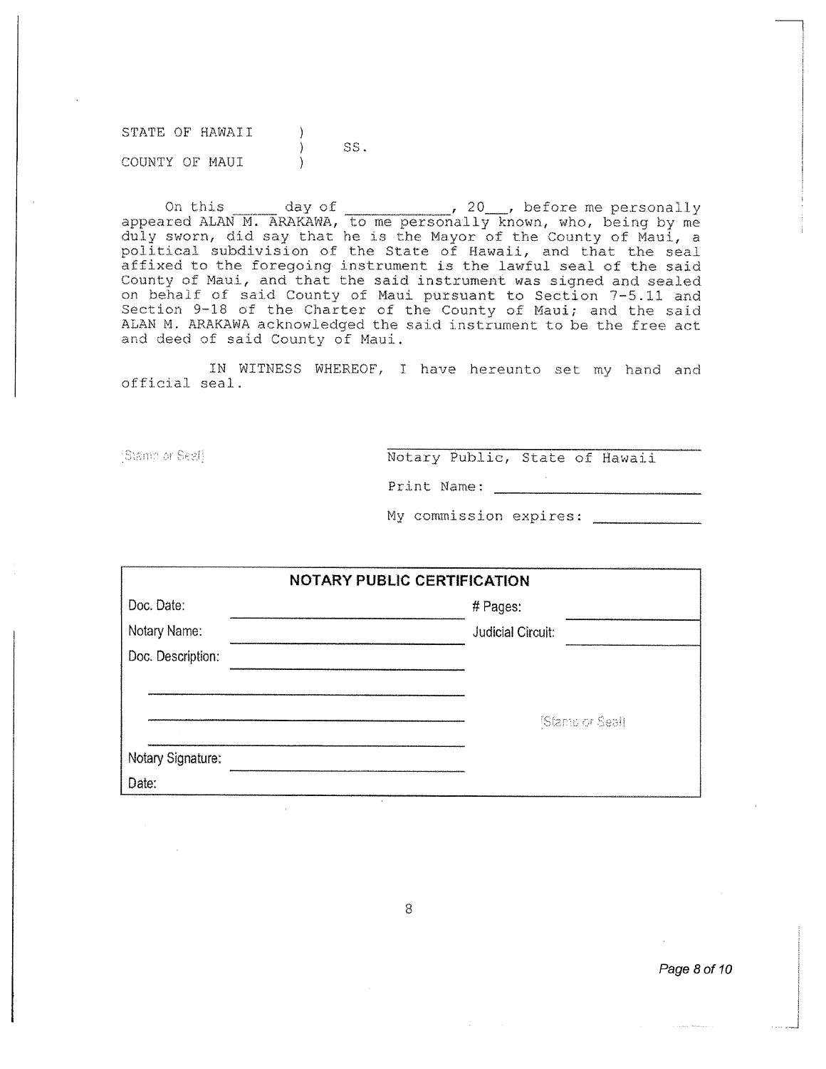STATE OF HAWAII )
) SS.
COUNTY OF MAUI )

On this _____ day of ___________, 20___, before me personally appeared ALAN M. ARAKAWA, to me personally known, who, being by me duly sworn, did say that he is the Mayor of the County of Maui, a political subdivision of the State of Hawaii, and that the seal affixed to the foregoing instrument is the lawful seal of the said County of Maui, and that the said instrument was signed and sealed on behalf of said County of Maui pursuant to Section 7-5.11 and Section 9-18 of the Charter of the County of Maui; and the said ALAN M. ARAKAWA acknowledged the said instrument to be the free act and deed of said County of Maui.

IN WITNESS WHEREOF, I have hereunto set my hand and official seal.

[Stamp or Seal]

_______________________________
Notary Public, State of Hawaii

Print Name: ____________________

My commission expires: __________

| NOTARY PUBLIC CERTIFICATION | | | |
|---|---|---|---|
| Doc. Date: | | # Pages: | |
| Notary Name: | | Judicial Circuit: | |
| Doc. Description: | | | |
| | | [Stamp or Seal] | |
| Notary Signature: | | | |
| Date: | | | |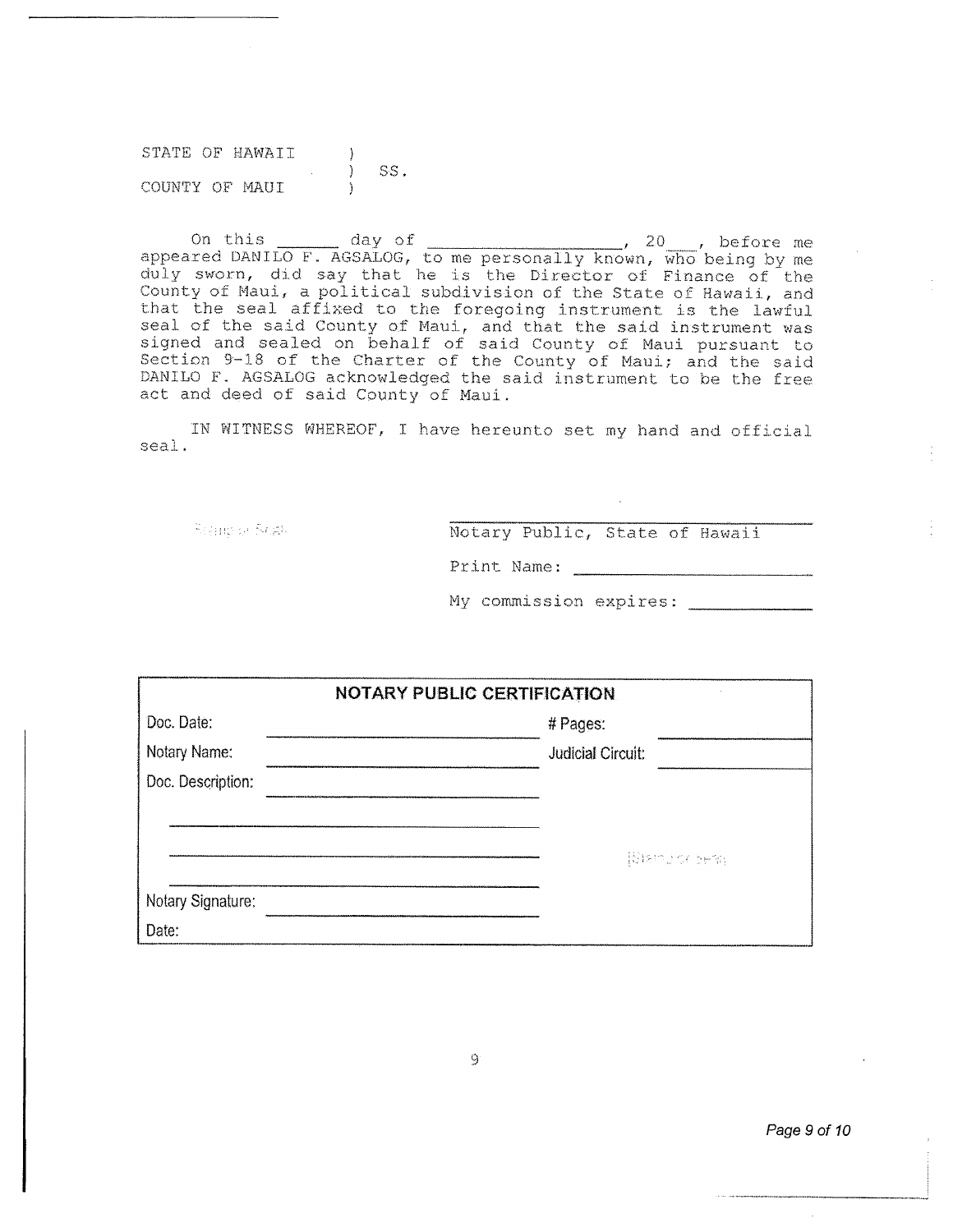STATE OF HAWAII )
) SS.
COUNTY OF MAUI )

On this ______ day of ________________, 20___, before me appeared DANILO F. AGSALOG, to me personally known, who being by me duly sworn, did say that he is the Director of Finance of the County of Maui, a political subdivision of the State of Hawaii, and that the seal affixed to the foregoing instrument is the lawful seal of the said County of Maui, and that the said instrument was signed and sealed on behalf of said County of Maui pursuant to Section 9-18 of the Charter of the County of Maui; and the said DANILO F. AGSALOG acknowledged the said instrument to be the free act and deed of said County of Maui.

IN WITNESS WHEREOF, I have hereunto set my hand and official seal.

Stamp or Seal

____________________________
Notary Public, State of Hawaii

Print Name: ________________

My commission expires: ________

| NOTARY PUBLIC CERTIFICATION | | | |
|---|---|---|---|
| Doc. Date: | | # Pages: | |
| Notary Name: | | Judicial Circuit: | |
| Doc. Description: | | | |
| | | | |
| | | Stamp or Seal | |
| Notary Signature: | | | |
| Date: | | | |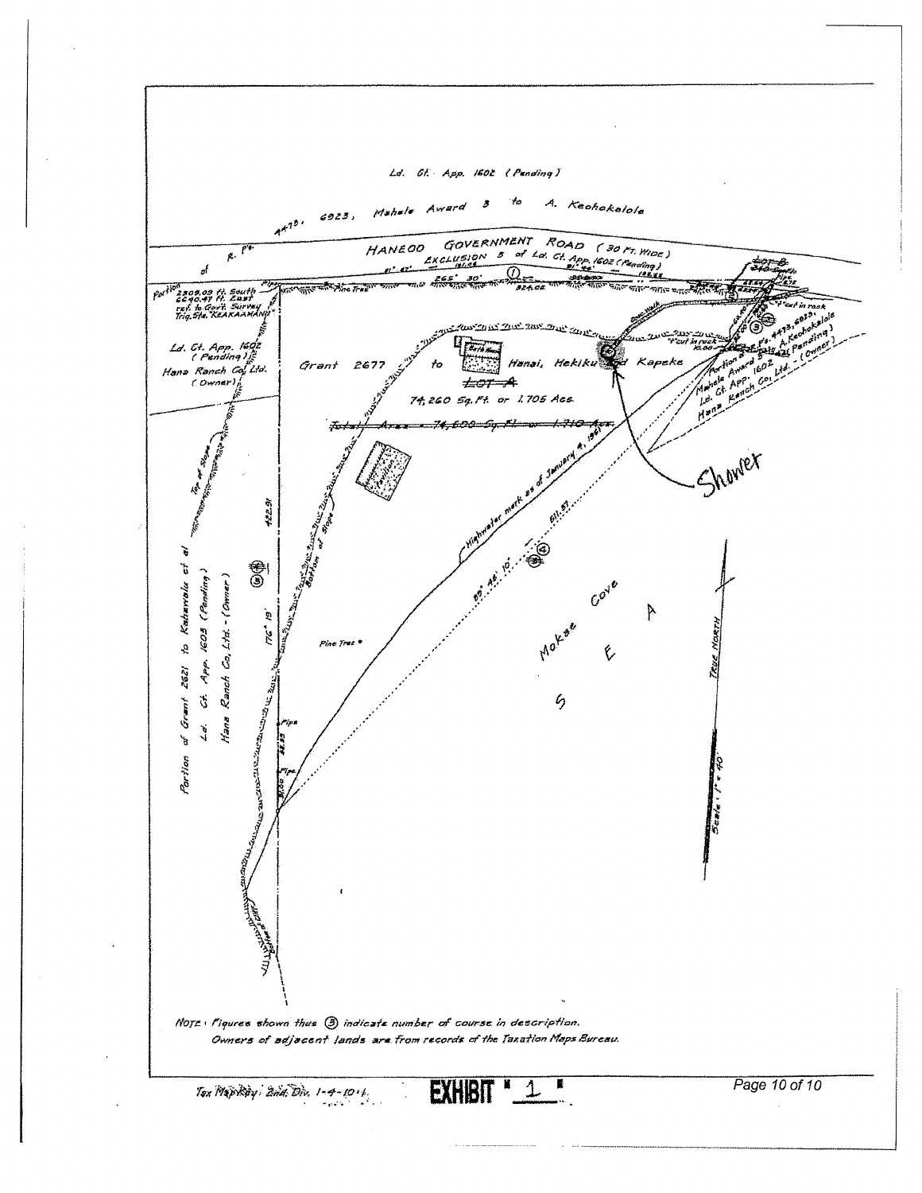Ld. Ct. App. 1602 (Pending)

4473, 6923, Mahele Award 3 to A. Keohokalole

Portion of R. P's.

HANEOO GOVERNMENT ROAD (30 FT. WIDE)

EXCLUSION 5 of Ld. Ct. App. 1602 (Pending)

265° 30'

2309.09 ft. South
6640.47 ft. East
ref. to Gov't. Survey
Trig. Sta. "KEAKAAMANU"

Ld. Ct. App. 1602 (Pending)
Hana Ranch Co. Ltd. (Owner)

Grant 2677 to Hanai, Hekiku and Kapeke

LOT A

74,260 Sq. Ft. or 1.705 Acs.

~~Total Area = 74,600 Sq. Ft. or 1.710 Acs.~~

Bath House

Pavilion

Bottom of Slope

Top of Slope

Highwater mark as of January 4, 1961

89° 46' 10"

611.97

Shower

LOT B

"+" cut in rock

Portion of R. P's. 4473, 6923, Mahele Award 3 to A. Keohokalole
Ld. Ct. App. 1602 (Pending)
Hana Ranch Co. Ltd. - (Owner)

Mokae Cove

S E A

TRUE NORTH

Scale: 1" = 40'

Pine Tree

Pipe

176° 19'

422.91

Portion of Grant 2621 to Kahawalu et al
Ld. Ct. App. 1603 (Pending)
Hana Ranch Co. Ltd. - (Owner)

Bottom of Cliff

NOTE: Figures shown thus ③ indicate number of course in description.
Owners of adjacent lands are from records of the Taxation Maps Bureau.

Tax Map Key: 2nd. Div. 1-4-10:1

EXHIBIT "1"